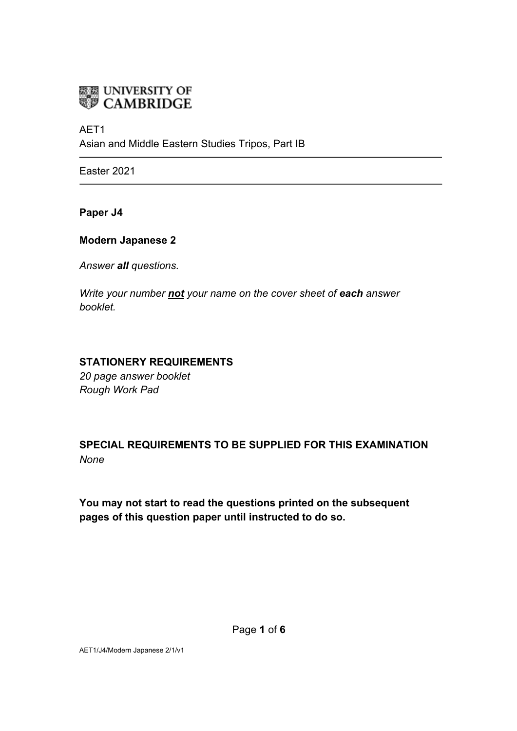**UNIVERSITY OF CAMBRIDGE**

AET1
Asian and Middle Eastern Studies Tripos, Part IB

---

Easter 2021

---

**Paper J4**

**Modern Japanese 2**

*Answer **all** questions.*

*Write your number **not** your name on the cover sheet of **each** answer booklet.*

**STATIONERY REQUIREMENTS**
*20 page answer booklet*
*Rough Work Pad*

**SPECIAL REQUIREMENTS TO BE SUPPLIED FOR THIS EXAMINATION**
*None*

**You may not start to read the questions printed on the subsequent pages of this question paper until instructed to do so.**

AET1/J4/Modern Japanese 2/1/v1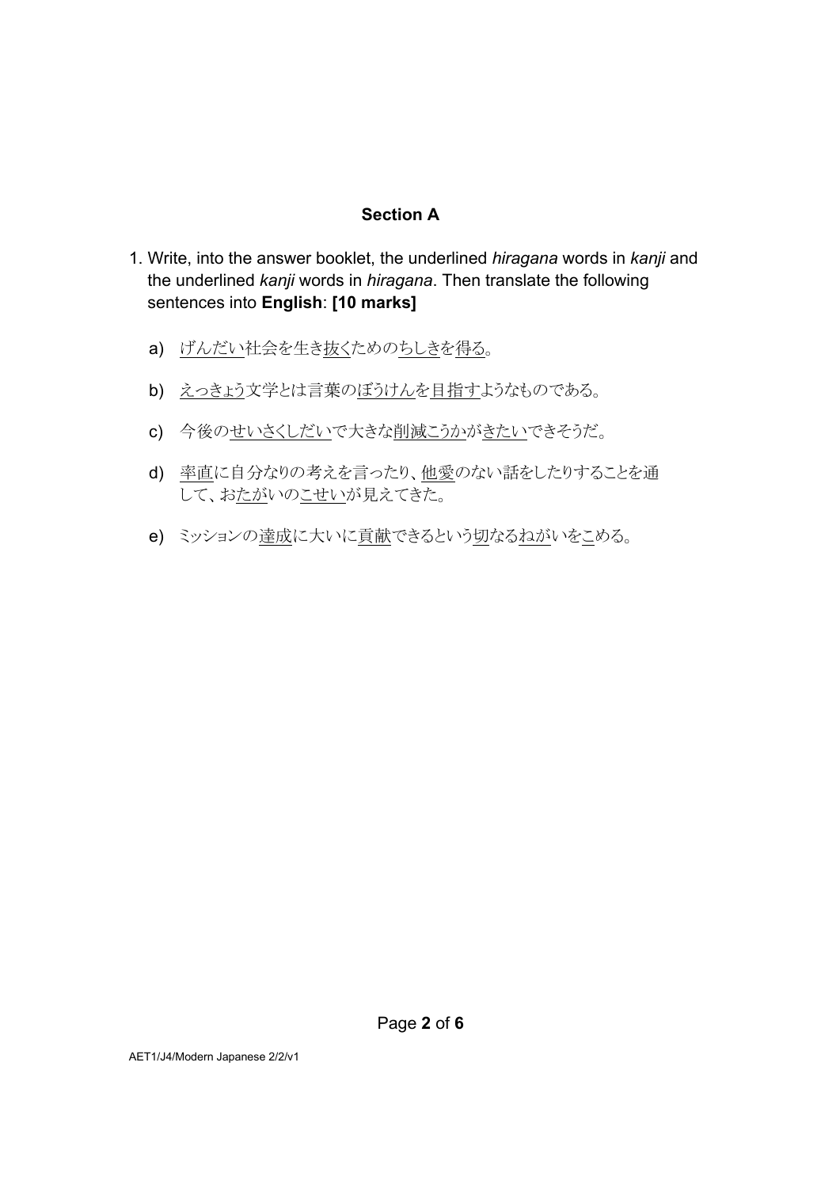## Section A

1. Write, into the answer booklet, the underlined *hiragana* words in *kanji* and the underlined *kanji* words in *hiragana*. Then translate the following sentences into **English**: **[10 marks]**

   a) げんだい社会を生き抜くためのちしきを得る。

   b) えっきょう文学とは言葉のぼうけんを目指すようなものである。

   c) 今後のせいさくしだいで大きな削減こうかがきたいできそうだ。

   d) 率直に自分なりの考えを言ったり、他愛のない話をしたりすることを通して、おたがいのこせいが見えてきた。

   e) ミッションの達成に大いに貢献できるという切なるねがいをこめる。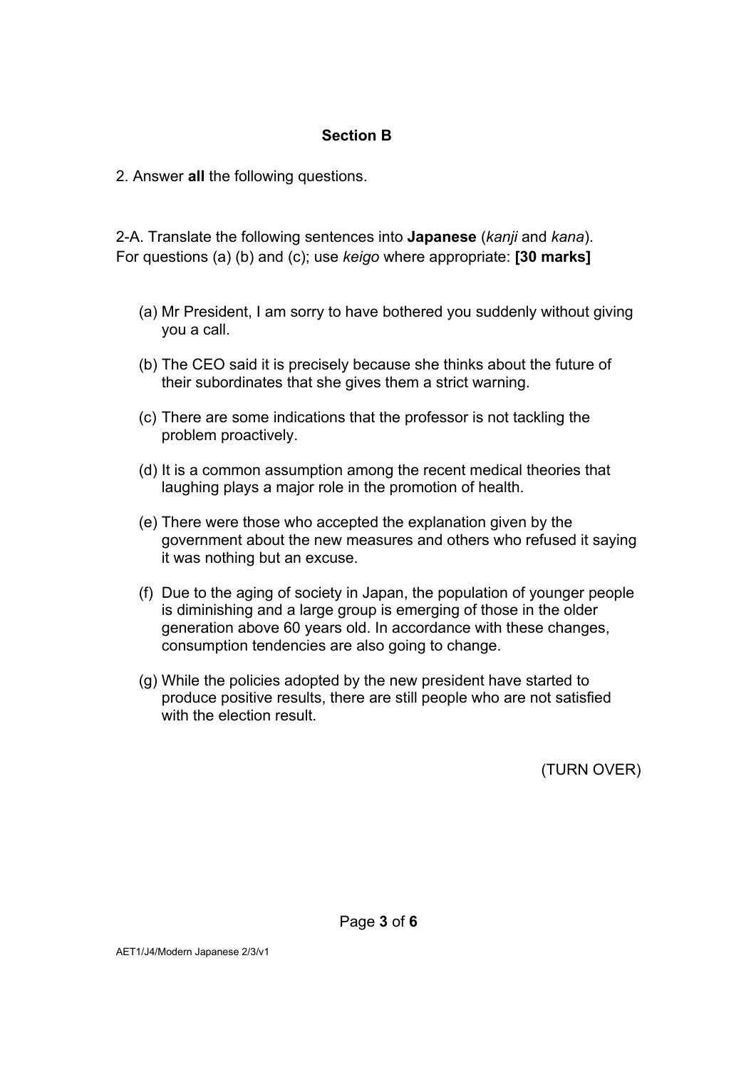## Section B

2. Answer **all** the following questions.

2-A. Translate the following sentences into **Japanese** (*kanji* and *kana*).
For questions (a) (b) and (c); use *keigo* where appropriate: **[30 marks]**

(a) Mr President, I am sorry to have bothered you suddenly without giving you a call.

(b) The CEO said it is precisely because she thinks about the future of their subordinates that she gives them a strict warning.

(c) There are some indications that the professor is not tackling the problem proactively.

(d) It is a common assumption among the recent medical theories that laughing plays a major role in the promotion of health.

(e) There were those who accepted the explanation given by the government about the new measures and others who refused it saying it was nothing but an excuse.

(f) Due to the aging of society in Japan, the population of younger people is diminishing and a large group is emerging of those in the older generation above 60 years old. In accordance with these changes, consumption tendencies are also going to change.

(g) While the policies adopted by the new president have started to produce positive results, there are still people who are not satisfied with the election result.

(TURN OVER)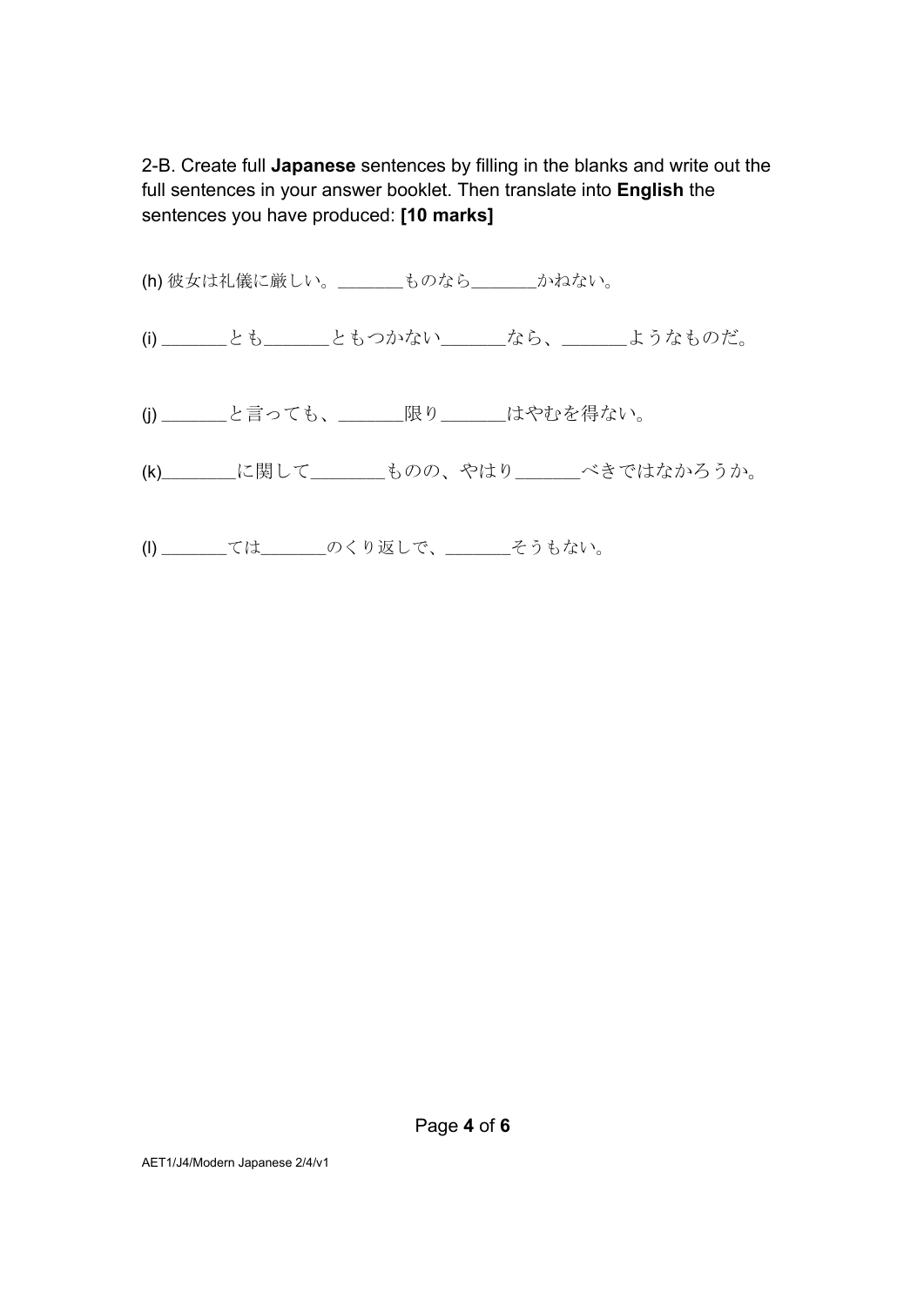2-B. Create full **Japanese** sentences by filling in the blanks and write out the full sentences in your answer booklet. Then translate into **English** the sentences you have produced: **[10 marks]**

(h) 彼女は礼儀に厳しい。_______ものなら_______かねない。

(i) _______とも_______ともつかない_______なら、_______ようなものだ。

(j) _______と言っても、_______限り_______はやむを得ない。

(k)________に関して________ものの、やはり_______べきではなかろうか。

(l) _______ては_______のくり返しで、_______そうもない。

AET1/J4/Modern Japanese 2/4/v1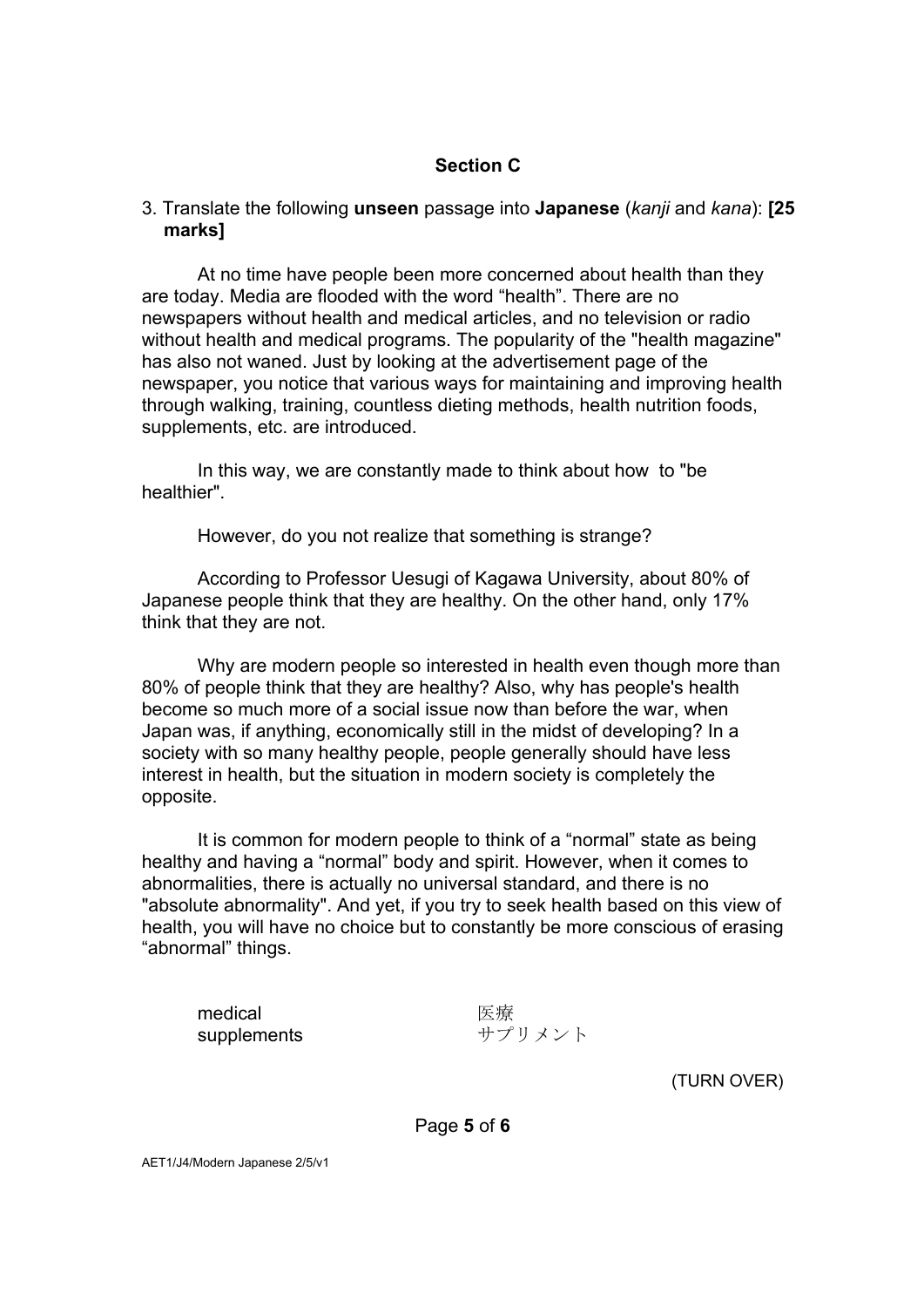## Section C

3. Translate the following **unseen** passage into **Japanese** (*kanji* and *kana*): **[25 marks]**

At no time have people been more concerned about health than they are today. Media are flooded with the word “health”. There are no newspapers without health and medical articles, and no television or radio without health and medical programs. The popularity of the "health magazine" has also not waned. Just by looking at the advertisement page of the newspaper, you notice that various ways for maintaining and improving health through walking, training, countless dieting methods, health nutrition foods, supplements, etc. are introduced.

In this way, we are constantly made to think about how to "be healthier".

However, do you not realize that something is strange?

According to Professor Uesugi of Kagawa University, about 80% of Japanese people think that they are healthy. On the other hand, only 17% think that they are not.

Why are modern people so interested in health even though more than 80% of people think that they are healthy? Also, why has people's health become so much more of a social issue now than before the war, when Japan was, if anything, economically still in the midst of developing? In a society with so many healthy people, people generally should have less interest in health, but the situation in modern society is completely the opposite.

It is common for modern people to think of a “normal” state as being healthy and having a “normal” body and spirit. However, when it comes to abnormalities, there is actually no universal standard, and there is no "absolute abnormality". And yet, if you try to seek health based on this view of health, you will have no choice but to constantly be more conscious of erasing “abnormal” things.

| | |
|---|---|
| medical | 医療 |
| supplements | サプリメント |

(TURN OVER)

AET1/J4/Modern Japanese 2/5/v1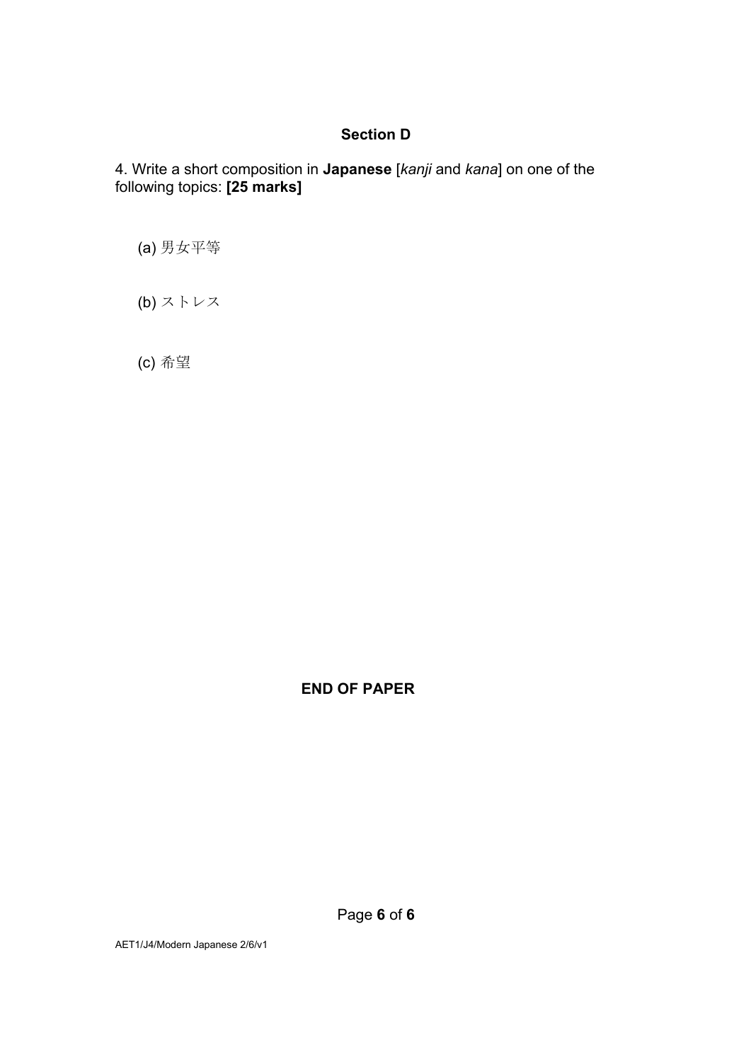## Section D

4. Write a short composition in **Japanese** [*kanji* and *kana*] on one of the following topics: **[25 marks]**

(a) 男女平等

(b) ストレス

(c) 希望

**END OF PAPER**

AET1/J4/Modern Japanese 2/6/v1